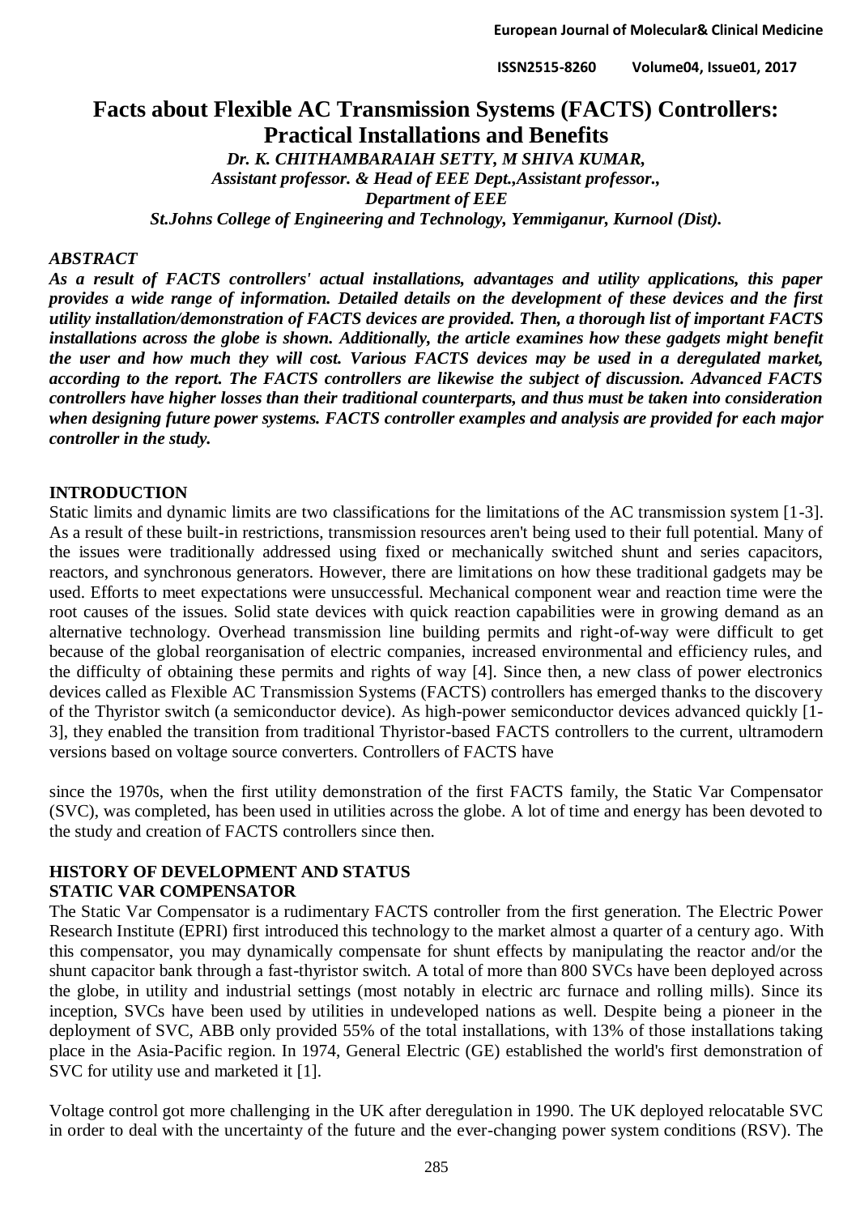# Facts about Flexible AC Transmission Systems (FACTS) Controllers: Practical Installations and Benefits

*Dr. K. CHITHAMBARAIAH SETTY, M SHIVA KUMAR,*
*Assistant professor. & Head of EEE Dept.,Assistant professor.,*
*Department of EEE*
*St.Johns College of Engineering and Technology, Yemmiganur, Kurnool (Dist).*

## *ABSTRACT*

***As a result of FACTS controllers' actual installations, advantages and utility applications, this paper provides a wide range of information. Detailed details on the development of these devices and the first utility installation/demonstration of FACTS devices are provided. Then, a thorough list of important FACTS installations across the globe is shown. Additionally, the article examines how these gadgets might benefit the user and how much they will cost. Various FACTS devices may be used in a deregulated market, according to the report. The FACTS controllers are likewise the subject of discussion. Advanced FACTS controllers have higher losses than their traditional counterparts, and thus must be taken into consideration when designing future power systems. FACTS controller examples and analysis are provided for each major controller in the study.***

## INTRODUCTION

Static limits and dynamic limits are two classifications for the limitations of the AC transmission system [1-3]. As a result of these built-in restrictions, transmission resources aren't being used to their full potential. Many of the issues were traditionally addressed using fixed or mechanically switched shunt and series capacitors, reactors, and synchronous generators. However, there are limitations on how these traditional gadgets may be used. Efforts to meet expectations were unsuccessful. Mechanical component wear and reaction time were the root causes of the issues. Solid state devices with quick reaction capabilities were in growing demand as an alternative technology. Overhead transmission line building permits and right-of-way were difficult to get because of the global reorganisation of electric companies, increased environmental and efficiency rules, and the difficulty of obtaining these permits and rights of way [4]. Since then, a new class of power electronics devices called as Flexible AC Transmission Systems (FACTS) controllers has emerged thanks to the discovery of the Thyristor switch (a semiconductor device). As high-power semiconductor devices advanced quickly [1-3], they enabled the transition from traditional Thyristor-based FACTS controllers to the current, ultramodern versions based on voltage source converters. Controllers of FACTS have

since the 1970s, when the first utility demonstration of the first FACTS family, the Static Var Compensator (SVC), was completed, has been used in utilities across the globe. A lot of time and energy has been devoted to the study and creation of FACTS controllers since then.

## HISTORY OF DEVELOPMENT AND STATUS

### STATIC VAR COMPENSATOR

The Static Var Compensator is a rudimentary FACTS controller from the first generation. The Electric Power Research Institute (EPRI) first introduced this technology to the market almost a quarter of a century ago. With this compensator, you may dynamically compensate for shunt effects by manipulating the reactor and/or the shunt capacitor bank through a fast-thyristor switch. A total of more than 800 SVCs have been deployed across the globe, in utility and industrial settings (most notably in electric arc furnace and rolling mills). Since its inception, SVCs have been used by utilities in undeveloped nations as well. Despite being a pioneer in the deployment of SVC, ABB only provided 55% of the total installations, with 13% of those installations taking place in the Asia-Pacific region. In 1974, General Electric (GE) established the world's first demonstration of SVC for utility use and marketed it [1].

Voltage control got more challenging in the UK after deregulation in 1990. The UK deployed relocatable SVC in order to deal with the uncertainty of the future and the ever-changing power system conditions (RSV). The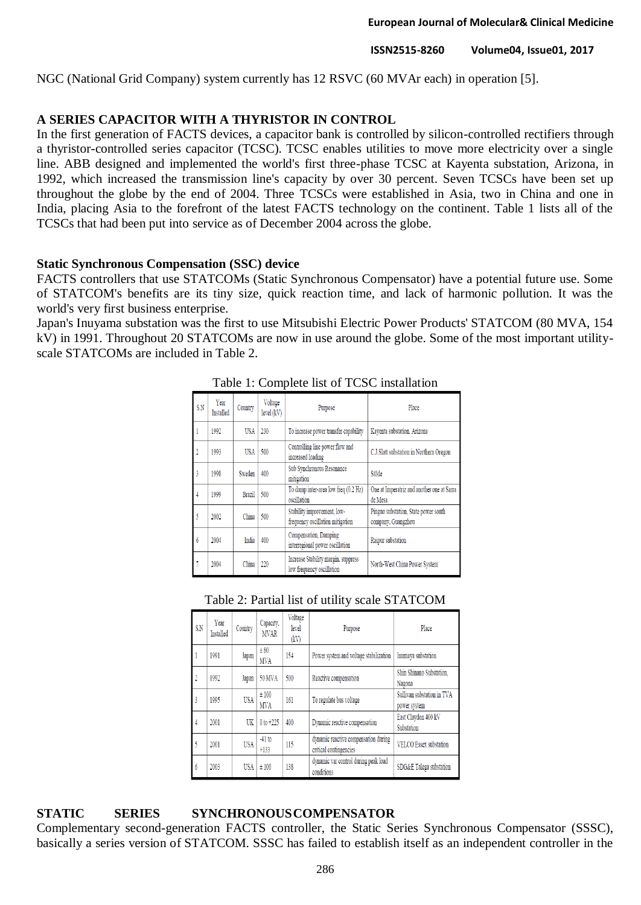NGC (National Grid Company) system currently has 12 RSVC (60 MVAr each) in operation [5].

## A SERIES CAPACITOR WITH A THYRISTOR IN CONTROL

In the first generation of FACTS devices, a capacitor bank is controlled by silicon-controlled rectifiers through a thyristor-controlled series capacitor (TCSC). TCSC enables utilities to move more electricity over a single line. ABB designed and implemented the world's first three-phase TCSC at Kayenta substation, Arizona, in 1992, which increased the transmission line's capacity by over 30 percent. Seven TCSCs have been set up throughout the globe by the end of 2004. Three TCSCs were established in Asia, two in China and one in India, placing Asia to the forefront of the latest FACTS technology on the continent. Table 1 lists all of the TCSCs that had been put into service as of December 2004 across the globe.

### Static Synchronous Compensation (SSC) device

FACTS controllers that use STATCOMs (Static Synchronous Compensator) have a potential future use. Some of STATCOM's benefits are its tiny size, quick reaction time, and lack of harmonic pollution. It was the world's very first business enterprise.

Japan's Inuyama substation was the first to use Mitsubishi Electric Power Products' STATCOM (80 MVA, 154 kV) in 1991. Throughout 20 STATCOMs are now in use around the globe. Some of the most important utility-scale STATCOMs are included in Table 2.

Table 1: Complete list of TCSC installation

| S.N | Year Installed | Country | Voltage level (kV) | Purpose | Place |
|---|---|---|---|---|---|
| 1 | 1992 | USA | 230 | To increase power transfer capability | Kayenta substation, Arizona |
| 2 | 1993 | USA | 500 | Controlling line power flow and increased loading | C.J.Slatt substation in Northern Oregon |
| 3 | 1998 | Sweden | 400 | Sub Synchronous Resonance mitigation | Stöde |
| 4 | 1999 | Brazil | 500 | To damp inter-area low freq (0.2 Hz) oscillation | One at Imperatriz and another one at Sarra de Mesa |
| 5 | 2002 | China | 500 | Stability improvement, low-frequency oscillation mitigation | Pingno substation, State power south company, Guangzhou |
| 6 | 2004 | India | 400 | Compensation, Damping interregional power oscillation | Raipur substation |
| 7 | 2004 | China | 220 | Increase Stability margin, suppress low frequency oscillation | North-West China Power System |

Table 2: Partial list of utility scale STATCOM

| S.N | Year Installed | Country | Capacity, MVAR | Voltage level (kV) | Purpose | Place |
|---|---|---|---|---|---|---|
| 1 | 1991 | Japan | ± 80 MVA | 154 | Power system and voltage stabilization | Inumaya substation |
| 2 | 1992 | Japan | 50 MVA | 500 | Reactive compensation | Shin Shinano Substation, Nagona |
| 3 | 1995 | USA | ± 100 MVA | 161 | To regulate bus voltage | Sullivan substation in TVA power system |
| 4 | 2001 | UK | 0 to +225 | 400 | Dynamic reactive compensation | East Claydon 400 kV Substation |
| 5 | 2001 | USA | -41 to +133 | 115 | dynamic reactive compensation during critical contingencies | VELCO Essex substation |
| 6 | 2003 | USA | ± 100 | 138 | dynamic var control during peak load conditions | SDG&E Talega substation |

## STATIC SERIES SYNCHRONOUS COMPENSATOR

Complementary second-generation FACTS controller, the Static Series Synchronous Compensator (SSSC), basically a series version of STATCOM. SSSC has failed to establish itself as an independent controller in the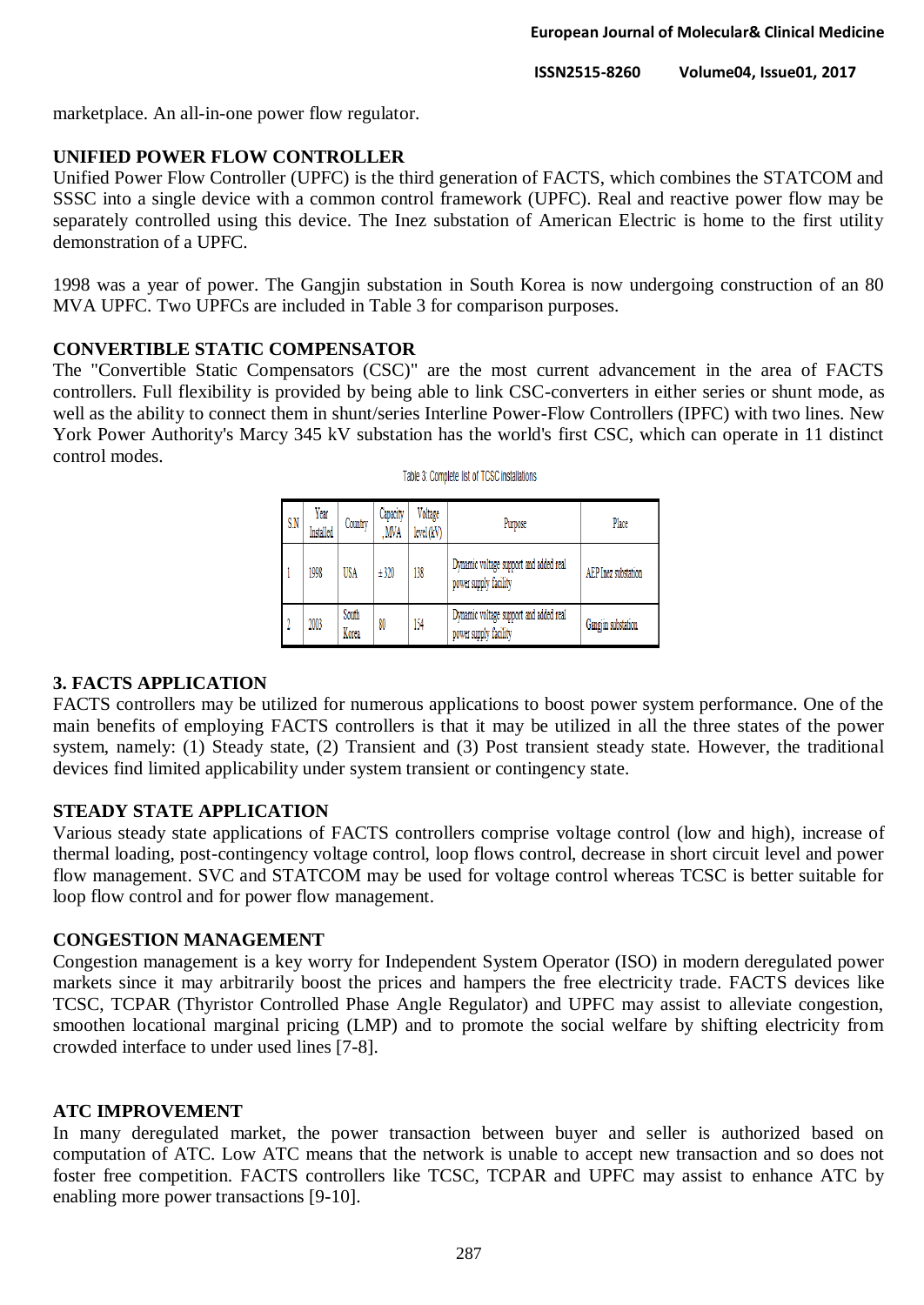marketplace. An all-in-one power flow regulator.

## UNIFIED POWER FLOW CONTROLLER

Unified Power Flow Controller (UPFC) is the third generation of FACTS, which combines the STATCOM and SSSC into a single device with a common control framework (UPFC). Real and reactive power flow may be separately controlled using this device. The Inez substation of American Electric is home to the first utility demonstration of a UPFC.

1998 was a year of power. The Gangjin substation in South Korea is now undergoing construction of an 80 MVA UPFC. Two UPFCs are included in Table 3 for comparison purposes.

## CONVERTIBLE STATIC COMPENSATOR

The "Convertible Static Compensators (CSC)" are the most current advancement in the area of FACTS controllers. Full flexibility is provided by being able to link CSC-converters in either series or shunt mode, as well as the ability to connect them in shunt/series Interline Power-Flow Controllers (IPFC) with two lines. New York Power Authority's Marcy 345 kV substation has the world's first CSC, which can operate in 11 distinct control modes.

Table 3: Complete list of TCSC installations

| S.N | Year Installed | Country | Capacity ,MVA | Voltage level (kV) | Purpose | Place |
|---|---|---|---|---|---|---|
| 1 | 1998 | USA | ± 320 | 138 | Dynamic voltage support and added real power supply facility | AEP Inez substation |
| 2 | 2003 | South Korea | 80 | 154 | Dynamic voltage support and added real power supply facility | Gangjin substation |

## 3. FACTS APPLICATION

FACTS controllers may be utilized for numerous applications to boost power system performance. One of the main benefits of employing FACTS controllers is that it may be utilized in all the three states of the power system, namely: (1) Steady state, (2) Transient and (3) Post transient steady state. However, the traditional devices find limited applicability under system transient or contingency state.

## STEADY STATE APPLICATION

Various steady state applications of FACTS controllers comprise voltage control (low and high), increase of thermal loading, post-contingency voltage control, loop flows control, decrease in short circuit level and power flow management. SVC and STATCOM may be used for voltage control whereas TCSC is better suitable for loop flow control and for power flow management.

## CONGESTION MANAGEMENT

Congestion management is a key worry for Independent System Operator (ISO) in modern deregulated power markets since it may arbitrarily boost the prices and hampers the free electricity trade. FACTS devices like TCSC, TCPAR (Thyristor Controlled Phase Angle Regulator) and UPFC may assist to alleviate congestion, smoothen locational marginal pricing (LMP) and to promote the social welfare by shifting electricity from crowded interface to under used lines [7-8].

## ATC IMPROVEMENT

In many deregulated market, the power transaction between buyer and seller is authorized based on computation of ATC. Low ATC means that the network is unable to accept new transaction and so does not foster free competition. FACTS controllers like TCSC, TCPAR and UPFC may assist to enhance ATC by enabling more power transactions [9-10].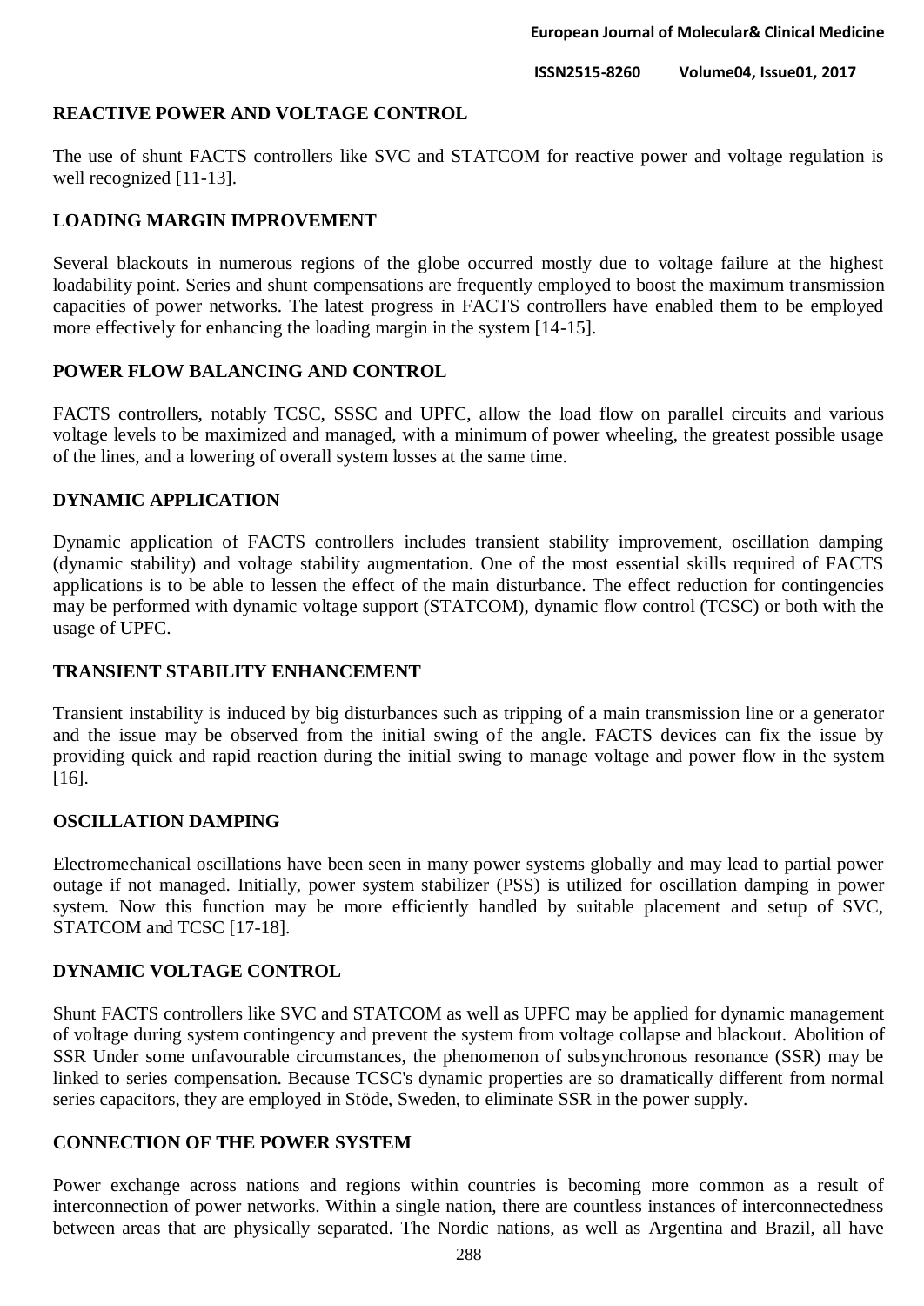## REACTIVE POWER AND VOLTAGE CONTROL

The use of shunt FACTS controllers like SVC and STATCOM for reactive power and voltage regulation is well recognized [11-13].

## LOADING MARGIN IMPROVEMENT

Several blackouts in numerous regions of the globe occurred mostly due to voltage failure at the highest loadability point. Series and shunt compensations are frequently employed to boost the maximum transmission capacities of power networks. The latest progress in FACTS controllers have enabled them to be employed more effectively for enhancing the loading margin in the system [14-15].

## POWER FLOW BALANCING AND CONTROL

FACTS controllers, notably TCSC, SSSC and UPFC, allow the load flow on parallel circuits and various voltage levels to be maximized and managed, with a minimum of power wheeling, the greatest possible usage of the lines, and a lowering of overall system losses at the same time.

## DYNAMIC APPLICATION

Dynamic application of FACTS controllers includes transient stability improvement, oscillation damping (dynamic stability) and voltage stability augmentation. One of the most essential skills required of FACTS applications is to be able to lessen the effect of the main disturbance. The effect reduction for contingencies may be performed with dynamic voltage support (STATCOM), dynamic flow control (TCSC) or both with the usage of UPFC.

## TRANSIENT STABILITY ENHANCEMENT

Transient instability is induced by big disturbances such as tripping of a main transmission line or a generator and the issue may be observed from the initial swing of the angle. FACTS devices can fix the issue by providing quick and rapid reaction during the initial swing to manage voltage and power flow in the system [16].

## OSCILLATION DAMPING

Electromechanical oscillations have been seen in many power systems globally and may lead to partial power outage if not managed. Initially, power system stabilizer (PSS) is utilized for oscillation damping in power system. Now this function may be more efficiently handled by suitable placement and setup of SVC, STATCOM and TCSC [17-18].

## DYNAMIC VOLTAGE CONTROL

Shunt FACTS controllers like SVC and STATCOM as well as UPFC may be applied for dynamic management of voltage during system contingency and prevent the system from voltage collapse and blackout. Abolition of SSR Under some unfavourable circumstances, the phenomenon of subsynchronous resonance (SSR) may be linked to series compensation. Because TCSC's dynamic properties are so dramatically different from normal series capacitors, they are employed in Stöde, Sweden, to eliminate SSR in the power supply.

## CONNECTION OF THE POWER SYSTEM

Power exchange across nations and regions within countries is becoming more common as a result of interconnection of power networks. Within a single nation, there are countless instances of interconnectedness between areas that are physically separated. The Nordic nations, as well as Argentina and Brazil, all have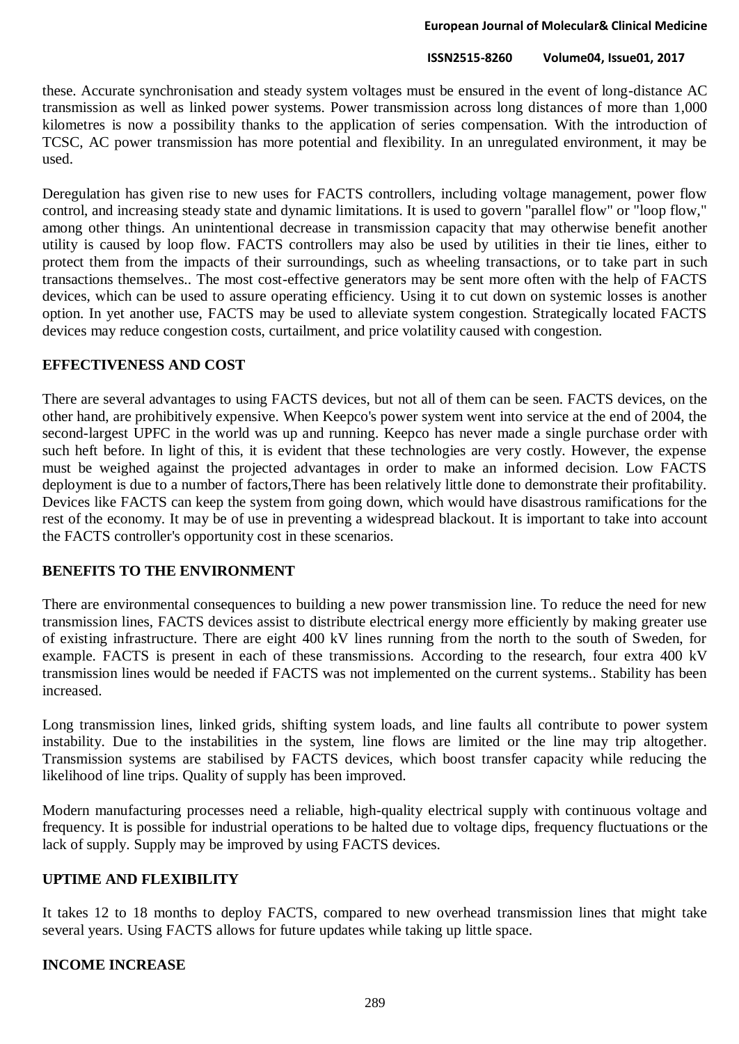these. Accurate synchronisation and steady system voltages must be ensured in the event of long-distance AC transmission as well as linked power systems. Power transmission across long distances of more than 1,000 kilometres is now a possibility thanks to the application of series compensation. With the introduction of TCSC, AC power transmission has more potential and flexibility. In an unregulated environment, it may be used.

Deregulation has given rise to new uses for FACTS controllers, including voltage management, power flow control, and increasing steady state and dynamic limitations. It is used to govern "parallel flow" or "loop flow," among other things. An unintentional decrease in transmission capacity that may otherwise benefit another utility is caused by loop flow. FACTS controllers may also be used by utilities in their tie lines, either to protect them from the impacts of their surroundings, such as wheeling transactions, or to take part in such transactions themselves.. The most cost-effective generators may be sent more often with the help of FACTS devices, which can be used to assure operating efficiency. Using it to cut down on systemic losses is another option. In yet another use, FACTS may be used to alleviate system congestion. Strategically located FACTS devices may reduce congestion costs, curtailment, and price volatility caused with congestion.

## EFFECTIVENESS AND COST

There are several advantages to using FACTS devices, but not all of them can be seen. FACTS devices, on the other hand, are prohibitively expensive. When Keepco's power system went into service at the end of 2004, the second-largest UPFC in the world was up and running. Keepco has never made a single purchase order with such heft before. In light of this, it is evident that these technologies are very costly. However, the expense must be weighed against the projected advantages in order to make an informed decision. Low FACTS deployment is due to a number of factors,There has been relatively little done to demonstrate their profitability. Devices like FACTS can keep the system from going down, which would have disastrous ramifications for the rest of the economy. It may be of use in preventing a widespread blackout. It is important to take into account the FACTS controller's opportunity cost in these scenarios.

## BENEFITS TO THE ENVIRONMENT

There are environmental consequences to building a new power transmission line. To reduce the need for new transmission lines, FACTS devices assist to distribute electrical energy more efficiently by making greater use of existing infrastructure. There are eight 400 kV lines running from the north to the south of Sweden, for example. FACTS is present in each of these transmissions. According to the research, four extra 400 kV transmission lines would be needed if FACTS was not implemented on the current systems.. Stability has been increased.

Long transmission lines, linked grids, shifting system loads, and line faults all contribute to power system instability. Due to the instabilities in the system, line flows are limited or the line may trip altogether. Transmission systems are stabilised by FACTS devices, which boost transfer capacity while reducing the likelihood of line trips. Quality of supply has been improved.

Modern manufacturing processes need a reliable, high-quality electrical supply with continuous voltage and frequency. It is possible for industrial operations to be halted due to voltage dips, frequency fluctuations or the lack of supply. Supply may be improved by using FACTS devices.

## UPTIME AND FLEXIBILITY

It takes 12 to 18 months to deploy FACTS, compared to new overhead transmission lines that might take several years. Using FACTS allows for future updates while taking up little space.

## INCOME INCREASE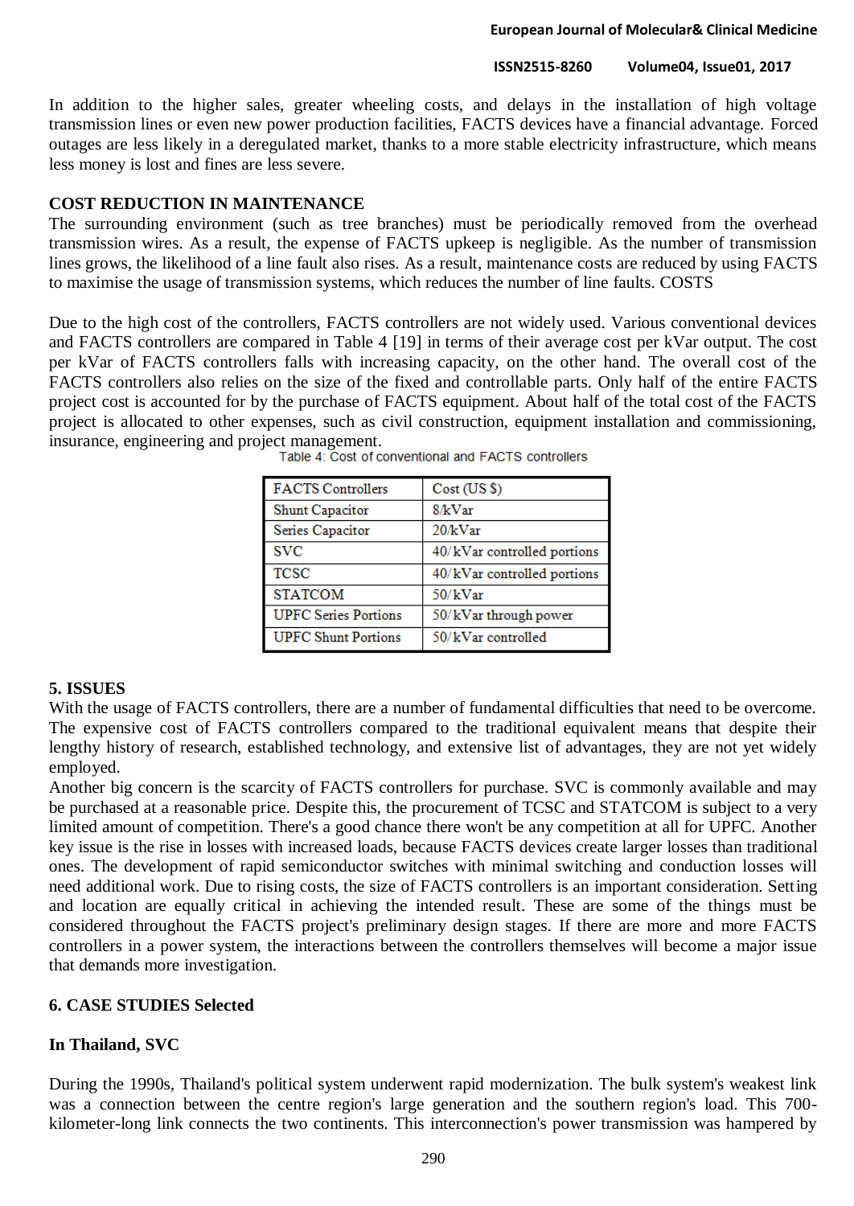In addition to the higher sales, greater wheeling costs, and delays in the installation of high voltage transmission lines or even new power production facilities, FACTS devices have a financial advantage. Forced outages are less likely in a deregulated market, thanks to a more stable electricity infrastructure, which means less money is lost and fines are less severe.

**COST REDUCTION IN MAINTENANCE**

The surrounding environment (such as tree branches) must be periodically removed from the overhead transmission wires. As a result, the expense of FACTS upkeep is negligible. As the number of transmission lines grows, the likelihood of a line fault also rises. As a result, maintenance costs are reduced by using FACTS to maximise the usage of transmission systems, which reduces the number of line faults. COSTS

Due to the high cost of the controllers, FACTS controllers are not widely used. Various conventional devices and FACTS controllers are compared in Table 4 [19] in terms of their average cost per kVar output. The cost per kVar of FACTS controllers falls with increasing capacity, on the other hand. The overall cost of the FACTS controllers also relies on the size of the fixed and controllable parts. Only half of the entire FACTS project cost is accounted for by the purchase of FACTS equipment. About half of the total cost of the FACTS project is allocated to other expenses, such as civil construction, equipment installation and commissioning, insurance, engineering and project management.

Table 4: Cost of conventional and FACTS controllers

| FACTS Controllers | Cost (US $) |
|---|---|
| Shunt Capacitor | 8/kVar |
| Series Capacitor | 20/kVar |
| SVC | 40/kVar controlled portions |
| TCSC | 40/kVar controlled portions |
| STATCOM | 50/kVar |
| UPFC Series Portions | 50/kVar through power |
| UPFC Shunt Portions | 50/kVar controlled |

**5. ISSUES**

With the usage of FACTS controllers, there are a number of fundamental difficulties that need to be overcome. The expensive cost of FACTS controllers compared to the traditional equivalent means that despite their lengthy history of research, established technology, and extensive list of advantages, they are not yet widely employed.

Another big concern is the scarcity of FACTS controllers for purchase. SVC is commonly available and may be purchased at a reasonable price. Despite this, the procurement of TCSC and STATCOM is subject to a very limited amount of competition. There's a good chance there won't be any competition at all for UPFC. Another key issue is the rise in losses with increased loads, because FACTS devices create larger losses than traditional ones. The development of rapid semiconductor switches with minimal switching and conduction losses will need additional work. Due to rising costs, the size of FACTS controllers is an important consideration. Setting and location are equally critical in achieving the intended result. These are some of the things must be considered throughout the FACTS project's preliminary design stages. If there are more and more FACTS controllers in a power system, the interactions between the controllers themselves will become a major issue that demands more investigation.

**6. CASE STUDIES Selected**

**In Thailand, SVC**

During the 1990s, Thailand's political system underwent rapid modernization. The bulk system's weakest link was a connection between the centre region's large generation and the southern region's load. This 700-kilometer-long link connects the two continents. This interconnection's power transmission was hampered by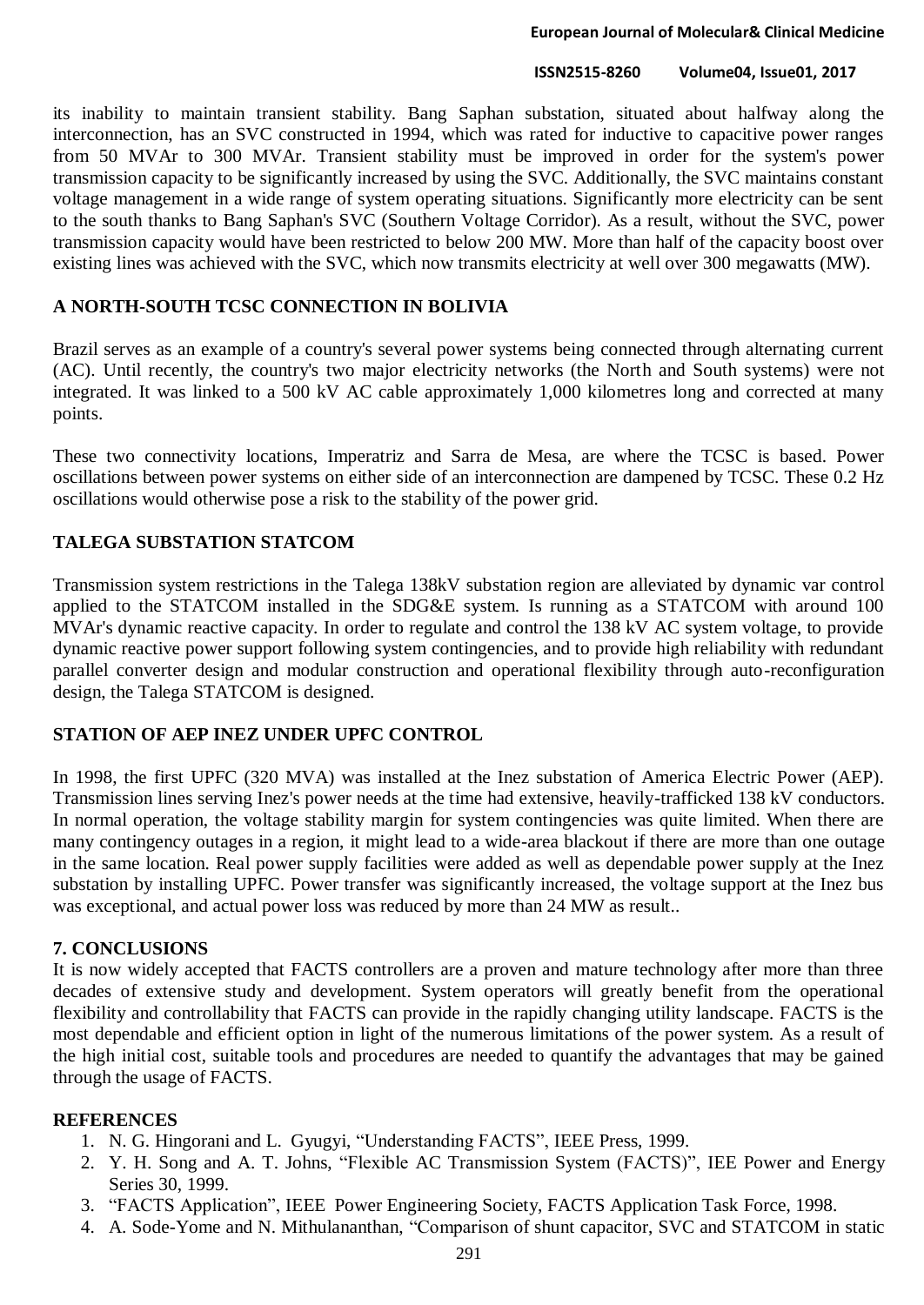its inability to maintain transient stability. Bang Saphan substation, situated about halfway along the interconnection, has an SVC constructed in 1994, which was rated for inductive to capacitive power ranges from 50 MVAr to 300 MVAr. Transient stability must be improved in order for the system's power transmission capacity to be significantly increased by using the SVC. Additionally, the SVC maintains constant voltage management in a wide range of system operating situations. Significantly more electricity can be sent to the south thanks to Bang Saphan's SVC (Southern Voltage Corridor). As a result, without the SVC, power transmission capacity would have been restricted to below 200 MW. More than half of the capacity boost over existing lines was achieved with the SVC, which now transmits electricity at well over 300 megawatts (MW).

## A NORTH-SOUTH TCSC CONNECTION IN BOLIVIA

Brazil serves as an example of a country's several power systems being connected through alternating current (AC). Until recently, the country's two major electricity networks (the North and South systems) were not integrated. It was linked to a 500 kV AC cable approximately 1,000 kilometres long and corrected at many points.

These two connectivity locations, Imperatriz and Sarra de Mesa, are where the TCSC is based. Power oscillations between power systems on either side of an interconnection are dampened by TCSC. These 0.2 Hz oscillations would otherwise pose a risk to the stability of the power grid.

## TALEGA SUBSTATION STATCOM

Transmission system restrictions in the Talega 138kV substation region are alleviated by dynamic var control applied to the STATCOM installed in the SDG&E system. Is running as a STATCOM with around 100 MVAr's dynamic reactive capacity. In order to regulate and control the 138 kV AC system voltage, to provide dynamic reactive power support following system contingencies, and to provide high reliability with redundant parallel converter design and modular construction and operational flexibility through auto-reconfiguration design, the Talega STATCOM is designed.

## STATION OF AEP INEZ UNDER UPFC CONTROL

In 1998, the first UPFC (320 MVA) was installed at the Inez substation of America Electric Power (AEP). Transmission lines serving Inez's power needs at the time had extensive, heavily-trafficked 138 kV conductors. In normal operation, the voltage stability margin for system contingencies was quite limited. When there are many contingency outages in a region, it might lead to a wide-area blackout if there are more than one outage in the same location. Real power supply facilities were added as well as dependable power supply at the Inez substation by installing UPFC. Power transfer was significantly increased, the voltage support at the Inez bus was exceptional, and actual power loss was reduced by more than 24 MW as result..

## 7. CONCLUSIONS

It is now widely accepted that FACTS controllers are a proven and mature technology after more than three decades of extensive study and development. System operators will greatly benefit from the operational flexibility and controllability that FACTS can provide in the rapidly changing utility landscape. FACTS is the most dependable and efficient option in light of the numerous limitations of the power system. As a result of the high initial cost, suitable tools and procedures are needed to quantify the advantages that may be gained through the usage of FACTS.

## REFERENCES

1. N. G. Hingorani and L. Gyugyi, "Understanding FACTS", IEEE Press, 1999.
2. Y. H. Song and A. T. Johns, "Flexible AC Transmission System (FACTS)", IEE Power and Energy Series 30, 1999.
3. "FACTS Application", IEEE Power Engineering Society, FACTS Application Task Force, 1998.
4. A. Sode-Yome and N. Mithulananthan, "Comparison of shunt capacitor, SVC and STATCOM in static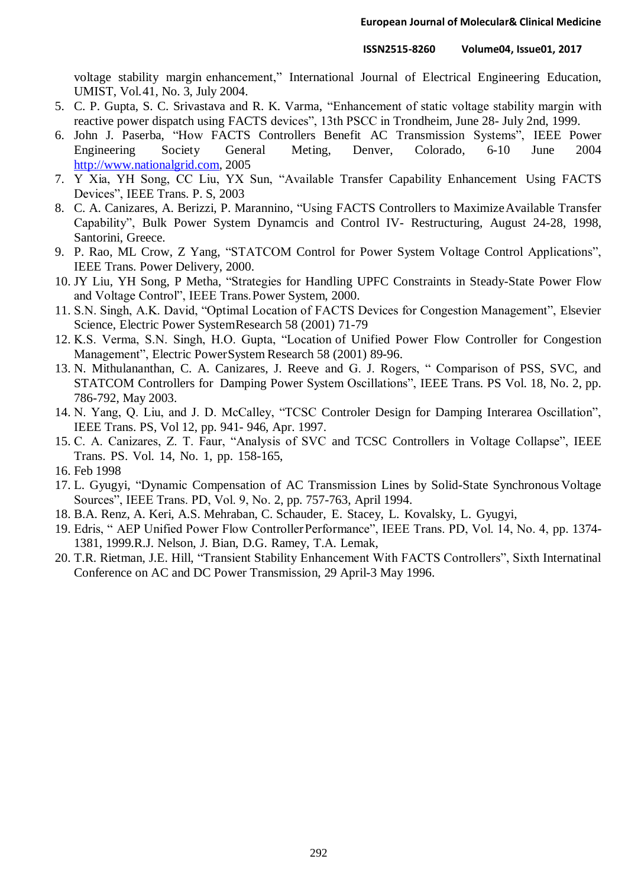voltage stability margin enhancement," International Journal of Electrical Engineering Education, UMIST, Vol.41, No. 3, July 2004.

5. C. P. Gupta, S. C. Srivastava and R. K. Varma, "Enhancement of static voltage stability margin with reactive power dispatch using FACTS devices", 13th PSCC in Trondheim, June 28- July 2nd, 1999.
6. John J. Paserba, "How FACTS Controllers Benefit AC Transmission Systems", IEEE Power Engineering Society General Meting, Denver, Colorado, 6-10 June 2004 http://www.nationalgrid.com, 2005
7. Y Xia, YH Song, CC Liu, YX Sun, "Available Transfer Capability Enhancement Using FACTS Devices", IEEE Trans. P. S, 2003
8. C. A. Canizares, A. Berizzi, P. Marannino, "Using FACTS Controllers to Maximize Available Transfer Capability", Bulk Power System Dynamcis and Control IV- Restructuring, August 24-28, 1998, Santorini, Greece.
9. P. Rao, ML Crow, Z Yang, "STATCOM Control for Power System Voltage Control Applications", IEEE Trans. Power Delivery, 2000.
10. JY Liu, YH Song, P Metha, "Strategies for Handling UPFC Constraints in Steady-State Power Flow and Voltage Control", IEEE Trans. Power System, 2000.
11. S.N. Singh, A.K. David, "Optimal Location of FACTS Devices for Congestion Management", Elsevier Science, Electric Power System Research 58 (2001) 71-79
12. K.S. Verma, S.N. Singh, H.O. Gupta, "Location of Unified Power Flow Controller for Congestion Management", Electric Power System Research 58 (2001) 89-96.
13. N. Mithulananthan, C. A. Canizares, J. Reeve and G. J. Rogers, " Comparison of PSS, SVC, and STATCOM Controllers for Damping Power System Oscillations", IEEE Trans. PS Vol. 18, No. 2, pp. 786-792, May 2003.
14. N. Yang, Q. Liu, and J. D. McCalley, "TCSC Controler Design for Damping Interarea Oscillation", IEEE Trans. PS, Vol 12, pp. 941- 946, Apr. 1997.
15. C. A. Canizares, Z. T. Faur, "Analysis of SVC and TCSC Controllers in Voltage Collapse", IEEE Trans. PS. Vol. 14, No. 1, pp. 158-165,
16. Feb 1998
17. L. Gyugyi, "Dynamic Compensation of AC Transmission Lines by Solid-State Synchronous Voltage Sources", IEEE Trans. PD, Vol. 9, No. 2, pp. 757-763, April 1994.
18. B.A. Renz, A. Keri, A.S. Mehraban, C. Schauder, E. Stacey, L. Kovalsky, L. Gyugyi,
19. Edris, " AEP Unified Power Flow Controller Performance", IEEE Trans. PD, Vol. 14, No. 4, pp. 1374-1381, 1999.R.J. Nelson, J. Bian, D.G. Ramey, T.A. Lemak,
20. T.R. Rietman, J.E. Hill, "Transient Stability Enhancement With FACTS Controllers", Sixth Internatinal Conference on AC and DC Power Transmission, 29 April-3 May 1996.